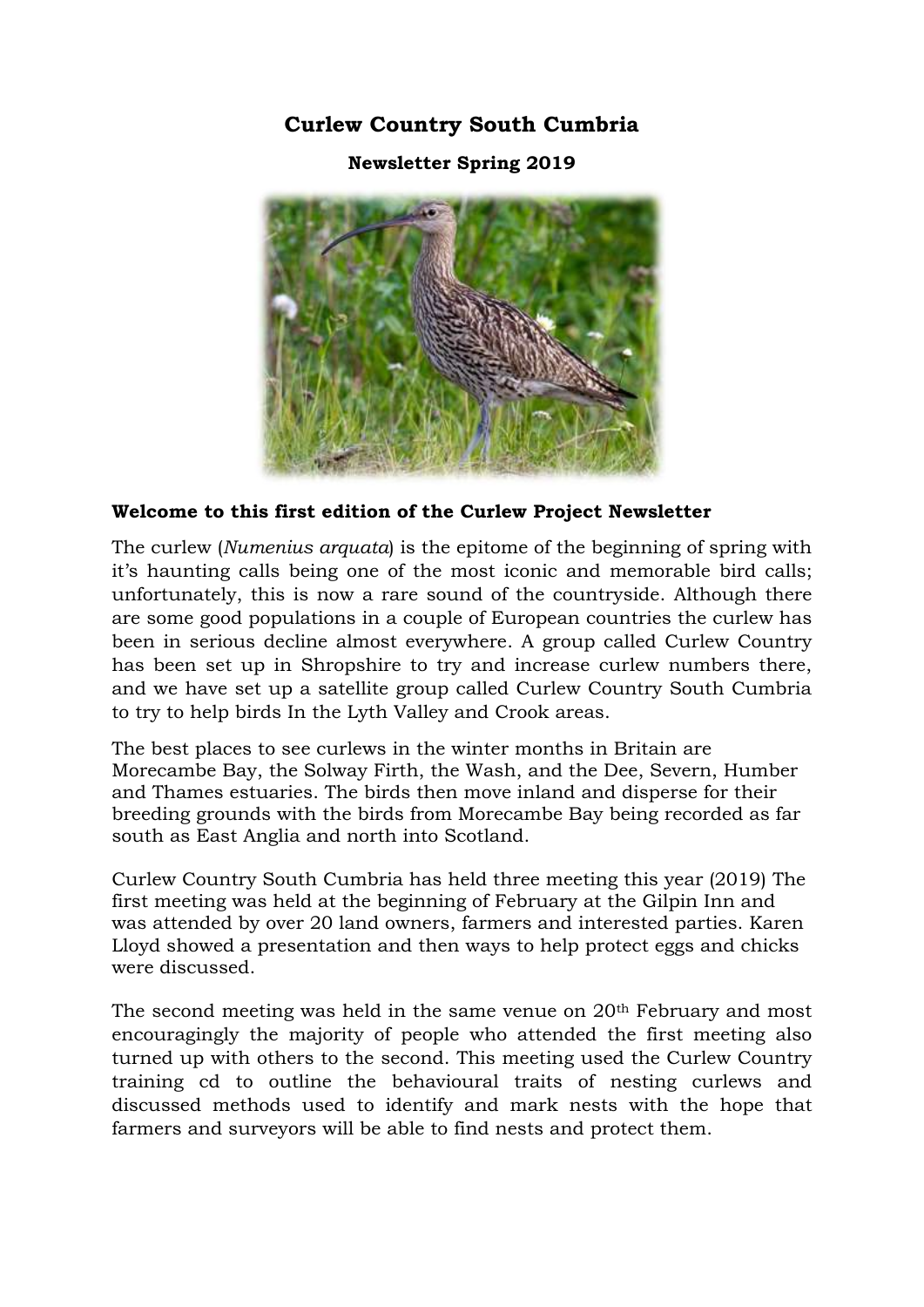# Curlew Country South Cumbria

## Newsletter Spring 2019

### Welcome to this first edition of the Curlew Project Newsletter

The curlew (*Numenius arquata*) is the epitome of the beginning of spring with it's haunting calls being one of the most iconic and memorable bird calls; unfortunately, this is now a rare sound of the countryside. Although there are some good populations in a couple of European countries the curlew has been in serious decline almost everywhere. A group called Curlew Country has been set up in Shropshire to try and increase curlew numbers there, and we have set up a satellite group called Curlew Country South Cumbria to try to help birds In the Lyth Valley and Crook areas.

The best places to see curlews in the winter months in Britain are Morecambe Bay, the Solway Firth, the Wash, and the Dee, Severn, Humber and Thames estuaries. The birds then move inland and disperse for their breeding grounds with the birds from Morecambe Bay being recorded as far south as East Anglia and north into Scotland.

Curlew Country South Cumbria has held three meeting this year (2019) The first meeting was held at the beginning of February at the Gilpin Inn and was attended by over 20 land owners, farmers and interested parties. Karen Lloyd showed a presentation and then ways to help protect eggs and chicks were discussed.

The second meeting was held in the same venue on 20th February and most encouragingly the majority of people who attended the first meeting also turned up with others to the second. This meeting used the Curlew Country training cd to outline the behavioural traits of nesting curlews and discussed methods used to identify and mark nests with the hope that farmers and surveyors will be able to find nests and protect them.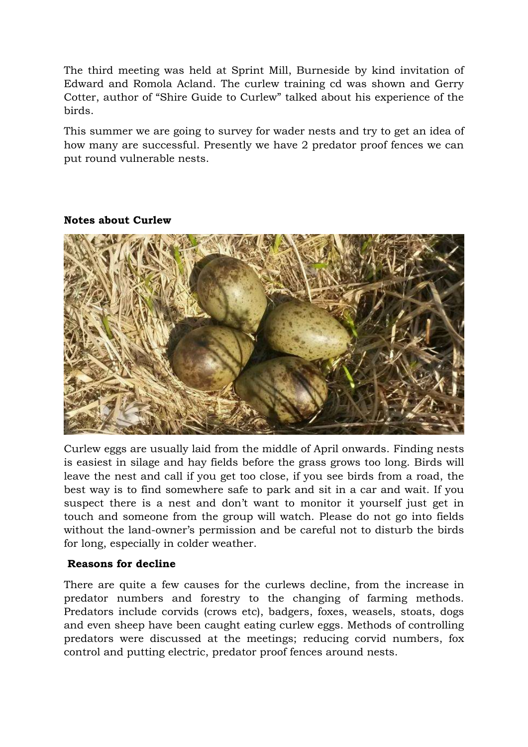The third meeting was held at Sprint Mill, Burneside by kind invitation of Edward and Romola Acland. The curlew training cd was shown and Gerry Cotter, author of “Shire Guide to Curlew” talked about his experience of the birds.

This summer we are going to survey for wader nests and try to get an idea of how many are successful. Presently we have 2 predator proof fences we can put round vulnerable nests.

**Notes about Curlew**

Curlew eggs are usually laid from the middle of April onwards. Finding nests is easiest in silage and hay fields before the grass grows too long. Birds will leave the nest and call if you get too close, if you see birds from a road, the best way is to find somewhere safe to park and sit in a car and wait. If you suspect there is a nest and don’t want to monitor it yourself just get in touch and someone from the group will watch. Please do not go into fields without the land-owner’s permission and be careful not to disturb the birds for long, especially in colder weather.

**Reasons for decline**

There are quite a few causes for the curlews decline, from the increase in predator numbers and forestry to the changing of farming methods. Predators include corvids (crows etc), badgers, foxes, weasels, stoats, dogs and even sheep have been caught eating curlew eggs. Methods of controlling predators were discussed at the meetings; reducing corvid numbers, fox control and putting electric, predator proof fences around nests.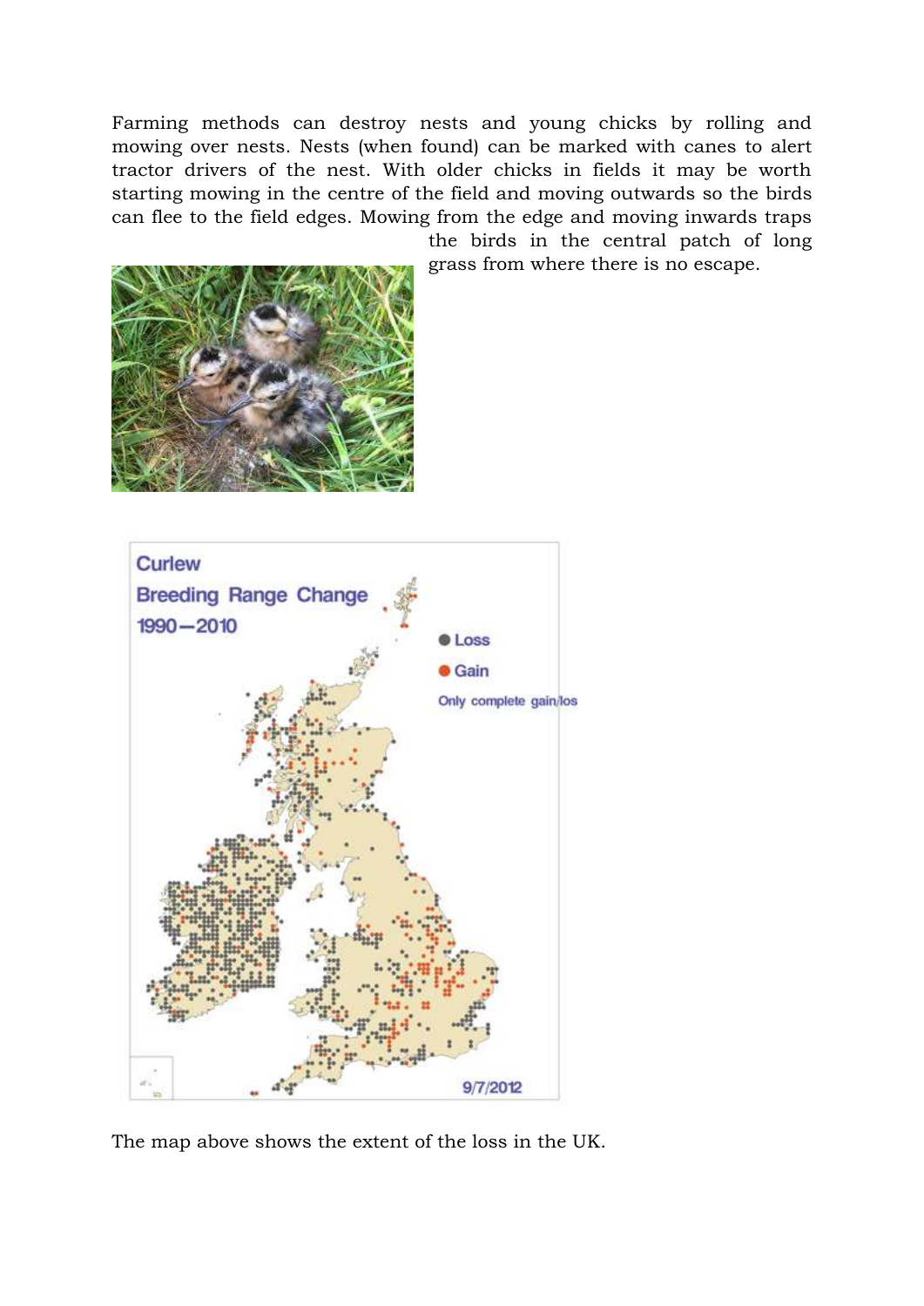Farming methods can destroy nests and young chicks by rolling and mowing over nests. Nests (when found) can be marked with canes to alert tractor drivers of the nest. With older chicks in fields it may be worth starting mowing in the centre of the field and moving outwards so the birds can flee to the field edges. Mowing from the edge and moving inwards traps the birds in the central patch of long grass from where there is no escape.

The map above shows the extent of the loss in the UK.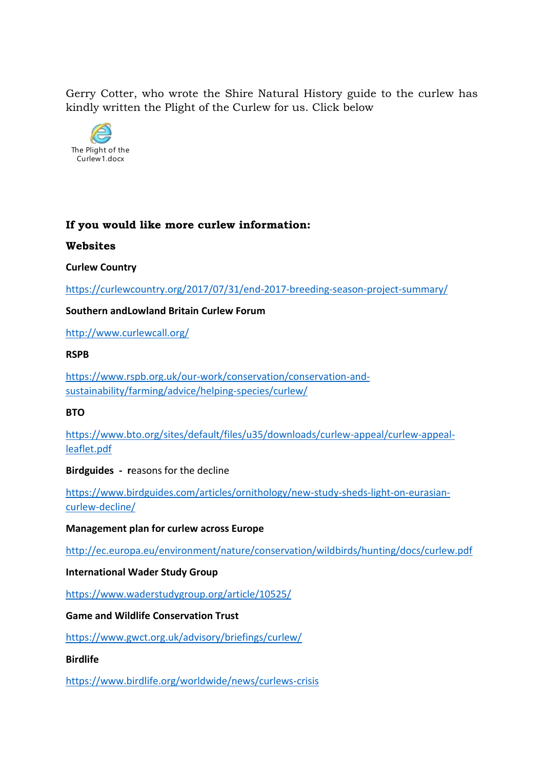Gerry Cotter, who wrote the Shire Natural History guide to the curlew has kindly written the Plight of the Curlew for us. Click below

The Plight of the Curlew1.docx

**If you would like more curlew information:**

**Websites**

**Curlew Country**

https://curlewcountry.org/2017/07/31/end-2017-breeding-season-project-summary/

**Southern andLowland Britain Curlew Forum**

http://www.curlewcall.org/

**RSPB**

https://www.rspb.org.uk/our-work/conservation/conservation-and-sustainability/farming/advice/helping-species/curlew/

**BTO**

https://www.bto.org/sites/default/files/u35/downloads/curlew-appeal/curlew-appeal-leaflet.pdf

**Birdguides - r**easons for the decline

https://www.birdguides.com/articles/ornithology/new-study-sheds-light-on-eurasian-curlew-decline/

**Management plan for curlew across Europe**

http://ec.europa.eu/environment/nature/conservation/wildbirds/hunting/docs/curlew.pdf

**International Wader Study Group**

https://www.waderstudygroup.org/article/10525/

**Game and Wildlife Conservation Trust**

https://www.gwct.org.uk/advisory/briefings/curlew/

**Birdlife**

https://www.birdlife.org/worldwide/news/curlews-crisis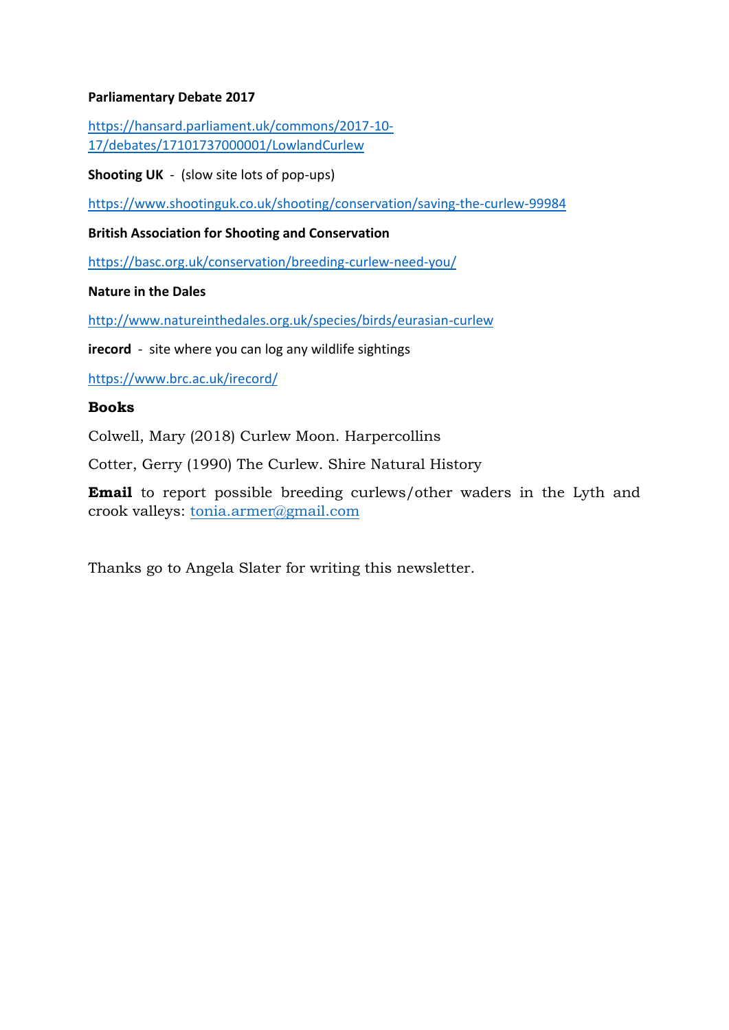**Parliamentary Debate 2017**

https://hansard.parliament.uk/commons/2017-10-17/debates/17101737000001/LowlandCurlew

**Shooting UK** - (slow site lots of pop-ups)

https://www.shootinguk.co.uk/shooting/conservation/saving-the-curlew-99984

**British Association for Shooting and Conservation**

https://basc.org.uk/conservation/breeding-curlew-need-you/

**Nature in the Dales**

http://www.natureinthedales.org.uk/species/birds/eurasian-curlew

**irecord** - site where you can log any wildlife sightings

https://www.brc.ac.uk/irecord/

**Books**

Colwell, Mary (2018) Curlew Moon. Harpercollins

Cotter, Gerry (1990) The Curlew. Shire Natural History

**Email** to report possible breeding curlews/other waders in the Lyth and crook valleys: tonia.armer@gmail.com

Thanks go to Angela Slater for writing this newsletter.